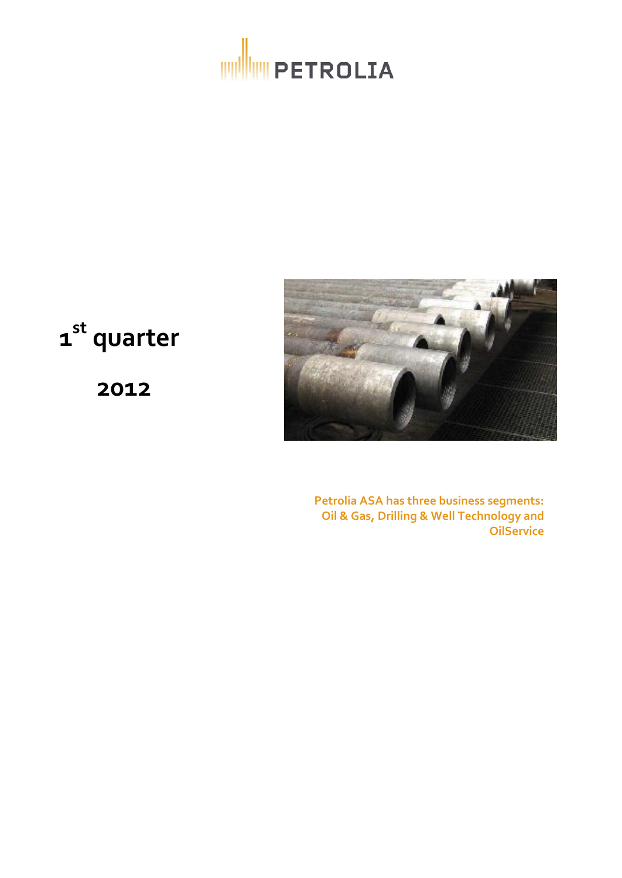# PETROLIA

# 1st quarter

# 2012

**Petrolia ASA has three business segments: Oil & Gas, Drilling & Well Technology and OilService**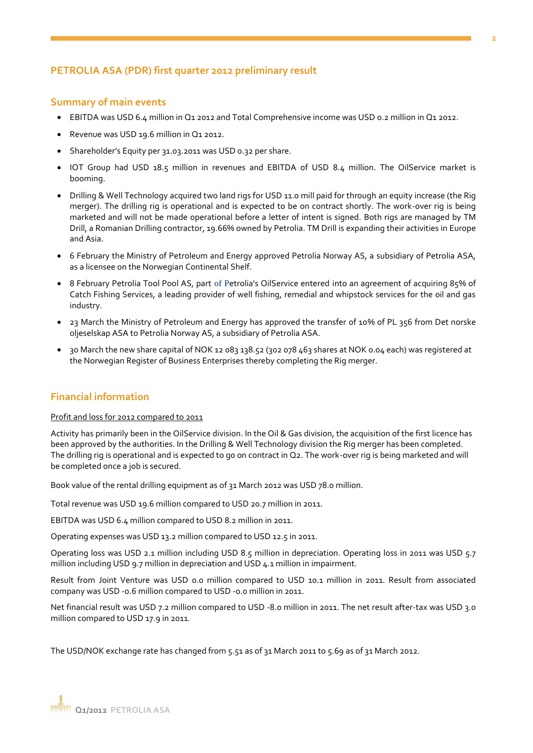## PETROLIA ASA (PDR) first quarter 2012 preliminary result

### Summary of main events

- EBITDA was USD 6.4 million in Q1 2012 and Total Comprehensive income was USD 0.2 million in Q1 2012.
- Revenue was USD 19.6 million in Q1 2012.
- Shareholder's Equity per 31.03.2011 was USD 0.32 per share.
- IOT Group had USD 18.5 million in revenues and EBITDA of USD 8.4 million. The OilService market is booming.
- Drilling & Well Technology acquired two land rigs for USD 11.0 mill paid for through an equity increase (the Rig merger). The drilling rig is operational and is expected to be on contract shortly. The work-over rig is being marketed and will not be made operational before a letter of intent is signed. Both rigs are managed by TM Drill, a Romanian Drilling contractor, 19.66% owned by Petrolia. TM Drill is expanding their activities in Europe and Asia.
- 6 February the Ministry of Petroleum and Energy approved Petrolia Norway AS, a subsidiary of Petrolia ASA, as a licensee on the Norwegian Continental Shelf.
- 8 February Petrolia Tool Pool AS, part of Petrolia's OilService entered into an agreement of acquiring 85% of Catch Fishing Services, a leading provider of well fishing, remedial and whipstock services for the oil and gas industry.
- 23 March the Ministry of Petroleum and Energy has approved the transfer of 10% of PL 356 from Det norske oljeselskap ASA to Petrolia Norway AS, a subsidiary of Petrolia ASA.
- 30 March the new share capital of NOK 12 083 138.52 (302 078 463 shares at NOK 0.04 each) was registered at the Norwegian Register of Business Enterprises thereby completing the Rig merger.

### Financial information

Profit and loss for 2012 compared to 2011

Activity has primarily been in the OilService division. In the Oil & Gas division, the acquisition of the first licence has been approved by the authorities. In the Drilling & Well Technology division the Rig merger has been completed. The drilling rig is operational and is expected to go on contract in Q2. The work-over rig is being marketed and will be completed once a job is secured.

Book value of the rental drilling equipment as of 31 March 2012 was USD 78.0 million.

Total revenue was USD 19.6 million compared to USD 20.7 million in 2011.

EBITDA was USD 6.4 million compared to USD 8.2 million in 2011.

Operating expenses was USD 13.2 million compared to USD 12.5 in 2011.

Operating loss was USD 2.1 million including USD 8.5 million in depreciation. Operating loss in 2011 was USD 5.7 million including USD 9.7 million in depreciation and USD 4.1 million in impairment.

Result from Joint Venture was USD 0.0 million compared to USD 10.1 million in 2011. Result from associated company was USD -0.6 million compared to USD -0.0 million in 2011.

Net financial result was USD 7.2 million compared to USD -8.0 million in 2011. The net result after-tax was USD 3.0 million compared to USD 17.9 in 2011.

The USD/NOK exchange rate has changed from 5.51 as of 31 March 2011 to 5.69 as of 31 March 2012.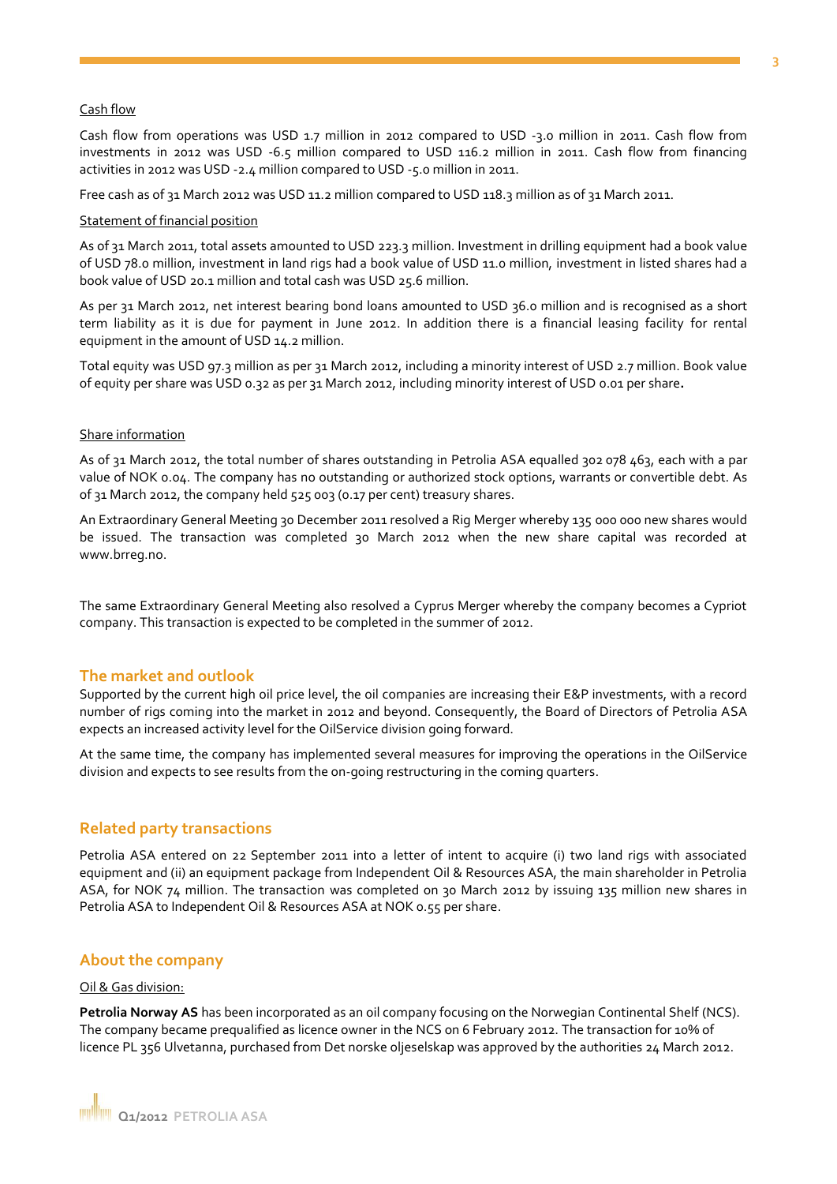Cash flow

Cash flow from operations was USD 1.7 million in 2012 compared to USD -3.0 million in 2011. Cash flow from investments in 2012 was USD -6.5 million compared to USD 116.2 million in 2011. Cash flow from financing activities in 2012 was USD -2.4 million compared to USD -5.0 million in 2011.

Free cash as of 31 March 2012 was USD 11.2 million compared to USD 118.3 million as of 31 March 2011.

Statement of financial position

As of 31 March 2011, total assets amounted to USD 223.3 million. Investment in drilling equipment had a book value of USD 78.0 million, investment in land rigs had a book value of USD 11.0 million, investment in listed shares had a book value of USD 20.1 million and total cash was USD 25.6 million.

As per 31 March 2012, net interest bearing bond loans amounted to USD 36.0 million and is recognised as a short term liability as it is due for payment in June 2012. In addition there is a financial leasing facility for rental equipment in the amount of USD 14.2 million.

Total equity was USD 97.3 million as per 31 March 2012, including a minority interest of USD 2.7 million. Book value of equity per share was USD 0.32 as per 31 March 2012, including minority interest of USD 0.01 per share.

Share information

As of 31 March 2012, the total number of shares outstanding in Petrolia ASA equalled 302 078 463, each with a par value of NOK 0.04. The company has no outstanding or authorized stock options, warrants or convertible debt. As of 31 March 2012, the company held 525 003 (0.17 per cent) treasury shares.

An Extraordinary General Meeting 30 December 2011 resolved a Rig Merger whereby 135 000 000 new shares would be issued. The transaction was completed 30 March 2012 when the new share capital was recorded at www.brreg.no.

The same Extraordinary General Meeting also resolved a Cyprus Merger whereby the company becomes a Cypriot company. This transaction is expected to be completed in the summer of 2012.

## The market and outlook

Supported by the current high oil price level, the oil companies are increasing their E&P investments, with a record number of rigs coming into the market in 2012 and beyond. Consequently, the Board of Directors of Petrolia ASA expects an increased activity level for the OilService division going forward.

At the same time, the company has implemented several measures for improving the operations in the OilService division and expects to see results from the on-going restructuring in the coming quarters.

## Related party transactions

Petrolia ASA entered on 22 September 2011 into a letter of intent to acquire (i) two land rigs with associated equipment and (ii) an equipment package from Independent Oil & Resources ASA, the main shareholder in Petrolia ASA, for NOK 74 million. The transaction was completed on 30 March 2012 by issuing 135 million new shares in Petrolia ASA to Independent Oil & Resources ASA at NOK 0.55 per share.

## About the company

Oil & Gas division:

**Petrolia Norway AS** has been incorporated as an oil company focusing on the Norwegian Continental Shelf (NCS). The company became prequalified as licence owner in the NCS on 6 February 2012. The transaction for 10% of licence PL 356 Ulvetanna, purchased from Det norske oljeselskap was approved by the authorities 24 March 2012.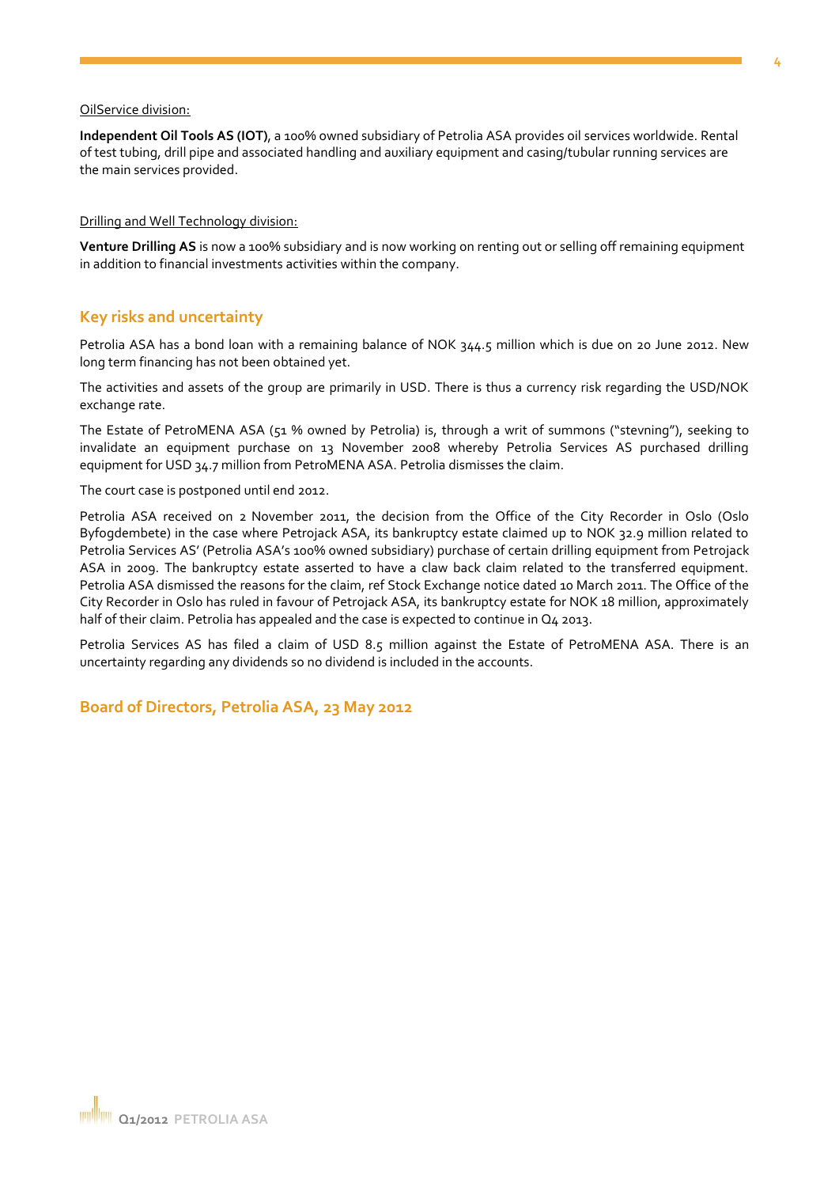OilService division:

**Independent Oil Tools AS (IOT)**, a 100% owned subsidiary of Petrolia ASA provides oil services worldwide. Rental of test tubing, drill pipe and associated handling and auxiliary equipment and casing/tubular running services are the main services provided.

Drilling and Well Technology division:

**Venture Drilling AS** is now a 100% subsidiary and is now working on renting out or selling off remaining equipment in addition to financial investments activities within the company.

## Key risks and uncertainty

Petrolia ASA has a bond loan with a remaining balance of NOK 344.5 million which is due on 20 June 2012. New long term financing has not been obtained yet.

The activities and assets of the group are primarily in USD. There is thus a currency risk regarding the USD/NOK exchange rate.

The Estate of PetroMENA ASA (51 % owned by Petrolia) is, through a writ of summons ("stevning"), seeking to invalidate an equipment purchase on 13 November 2008 whereby Petrolia Services AS purchased drilling equipment for USD 34.7 million from PetroMENA ASA. Petrolia dismisses the claim.

The court case is postponed until end 2012.

Petrolia ASA received on 2 November 2011, the decision from the Office of the City Recorder in Oslo (Oslo Byfogdembete) in the case where Petrojack ASA, its bankruptcy estate claimed up to NOK 32.9 million related to Petrolia Services AS' (Petrolia ASA's 100% owned subsidiary) purchase of certain drilling equipment from Petrojack ASA in 2009. The bankruptcy estate asserted to have a claw back claim related to the transferred equipment. Petrolia ASA dismissed the reasons for the claim, ref Stock Exchange notice dated 10 March 2011. The Office of the City Recorder in Oslo has ruled in favour of Petrojack ASA, its bankruptcy estate for NOK 18 million, approximately half of their claim. Petrolia has appealed and the case is expected to continue in Q4 2013.

Petrolia Services AS has filed a claim of USD 8.5 million against the Estate of PetroMENA ASA. There is an uncertainty regarding any dividends so no dividend is included in the accounts.

## Board of Directors, Petrolia ASA, 23 May 2012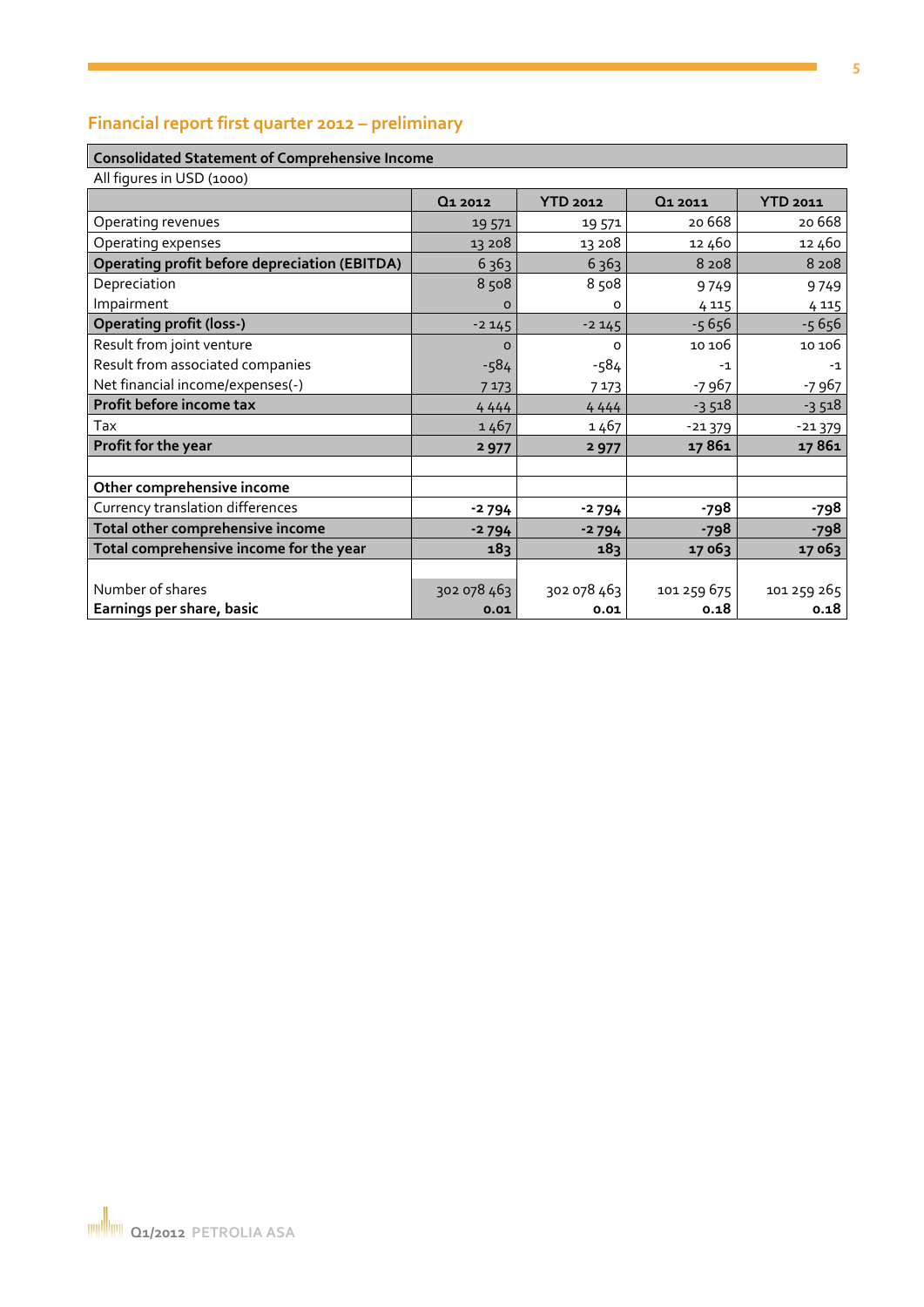## Financial report first quarter 2012 – preliminary

**Consolidated Statement of Comprehensive Income**

All figures in USD (1000)

| | Q1 2012 | YTD 2012 | Q1 2011 | YTD 2011 |
|---|---|---|---|---|
| Operating revenues | 19 571 | 19 571 | 20 668 | 20 668 |
| Operating expenses | 13 208 | 13 208 | 12 460 | 12 460 |
| **Operating profit before depreciation (EBITDA)** | 6 363 | 6 363 | 8 208 | 8 208 |
| Depreciation | 8 508 | 8 508 | 9 749 | 9 749 |
| Impairment | 0 | 0 | 4 115 | 4 115 |
| **Operating profit (loss-)** | -2 145 | -2 145 | -5 656 | -5 656 |
| Result from joint venture | 0 | 0 | 10 106 | 10 106 |
| Result from associated companies | -584 | -584 | -1 | -1 |
| Net financial income/expenses(-) | 7 173 | 7 173 | -7 967 | -7 967 |
| **Profit before income tax** | 4 444 | 4 444 | -3 518 | -3 518 |
| Tax | 1 467 | 1 467 | -21 379 | -21 379 |
| **Profit for the year** | **2 977** | **2 977** | **17 861** | **17 861** |
| | | | | |
| **Other comprehensive income** | | | | |
| Currency translation differences | **-2 794** | **-2 794** | **-798** | **-798** |
| **Total other comprehensive income** | **-2 794** | **-2 794** | **-798** | **-798** |
| **Total comprehensive income for the year** | **183** | **183** | **17 063** | **17 063** |
| | | | | |
| Number of shares | 302 078 463 | 302 078 463 | 101 259 675 | 101 259 265 |
| **Earnings per share, basic** | **0.01** | **0.01** | **0.18** | **0.18** |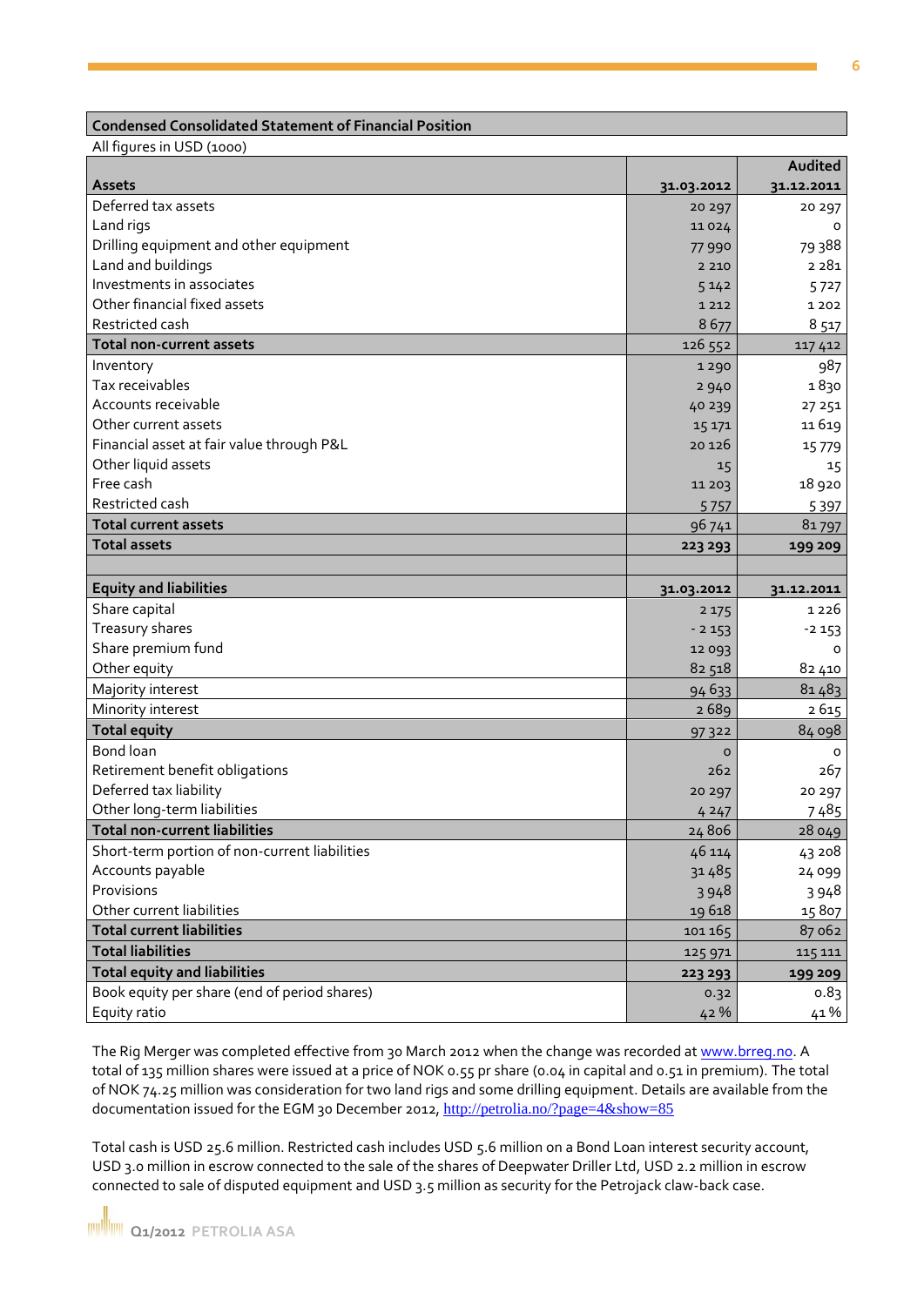**Condensed Consolidated Statement of Financial Position**

All figures in USD (1000)

| Assets | 31.03.2012 | Audited 31.12.2011 |
|---|---|---|
| Deferred tax assets | 20 297 | 20 297 |
| Land rigs | 11 024 | 0 |
| Drilling equipment and other equipment | 77 990 | 79 388 |
| Land and buildings | 2 210 | 2 281 |
| Investments in associates | 5 142 | 5 727 |
| Other financial fixed assets | 1 212 | 1 202 |
| Restricted cash | 8 677 | 8 517 |
| **Total non-current assets** | 126 552 | 117 412 |
| Inventory | 1 290 | 987 |
| Tax receivables | 2 940 | 1 830 |
| Accounts receivable | 40 239 | 27 251 |
| Other current assets | 15 171 | 11 619 |
| Financial asset at fair value through P&L | 20 126 | 15 779 |
| Other liquid assets | 15 | 15 |
| Free cash | 11 203 | 18 920 |
| Restricted cash | 5 757 | 5 397 |
| **Total current assets** | 96 741 | 81 797 |
| **Total assets** | **223 293** | **199 209** |
| | | |
| **Equity and liabilities** | **31.03.2012** | **31.12.2011** |
| Share capital | 2 175 | 1 226 |
| Treasury shares | - 2 153 | -2 153 |
| Share premium fund | 12 093 | 0 |
| Other equity | 82 518 | 82 410 |
| Majority interest | 94 633 | 81 483 |
| Minority interest | 2 689 | 2 615 |
| **Total equity** | 97 322 | 84 098 |
| Bond loan | 0 | 0 |
| Retirement benefit obligations | 262 | 267 |
| Deferred tax liability | 20 297 | 20 297 |
| Other long-term liabilities | 4 247 | 7 485 |
| **Total non-current liabilities** | 24 806 | 28 049 |
| Short-term portion of non-current liabilities | 46 114 | 43 208 |
| Accounts payable | 31 485 | 24 099 |
| Provisions | 3 948 | 3 948 |
| Other current liabilities | 19 618 | 15 807 |
| **Total current liabilities** | 101 165 | 87 062 |
| **Total liabilities** | 125 971 | 115 111 |
| **Total equity and liabilities** | **223 293** | **199 209** |
| Book equity per share (end of period shares) | 0.32 | 0.83 |
| Equity ratio | 42 % | 41 % |

The Rig Merger was completed effective from 30 March 2012 when the change was recorded at www.brreg.no. A total of 135 million shares were issued at a price of NOK 0.55 pr share (0.04 in capital and 0.51 in premium). The total of NOK 74.25 million was consideration for two land rigs and some drilling equipment. Details are available from the documentation issued for the EGM 30 December 2012, http://petrolia.no/?page=4&show=85

Total cash is USD 25.6 million. Restricted cash includes USD 5.6 million on a Bond Loan interest security account, USD 3.0 million in escrow connected to the sale of the shares of Deepwater Driller Ltd, USD 2.2 million in escrow connected to sale of disputed equipment and USD 3.5 million as security for the Petrojack claw-back case.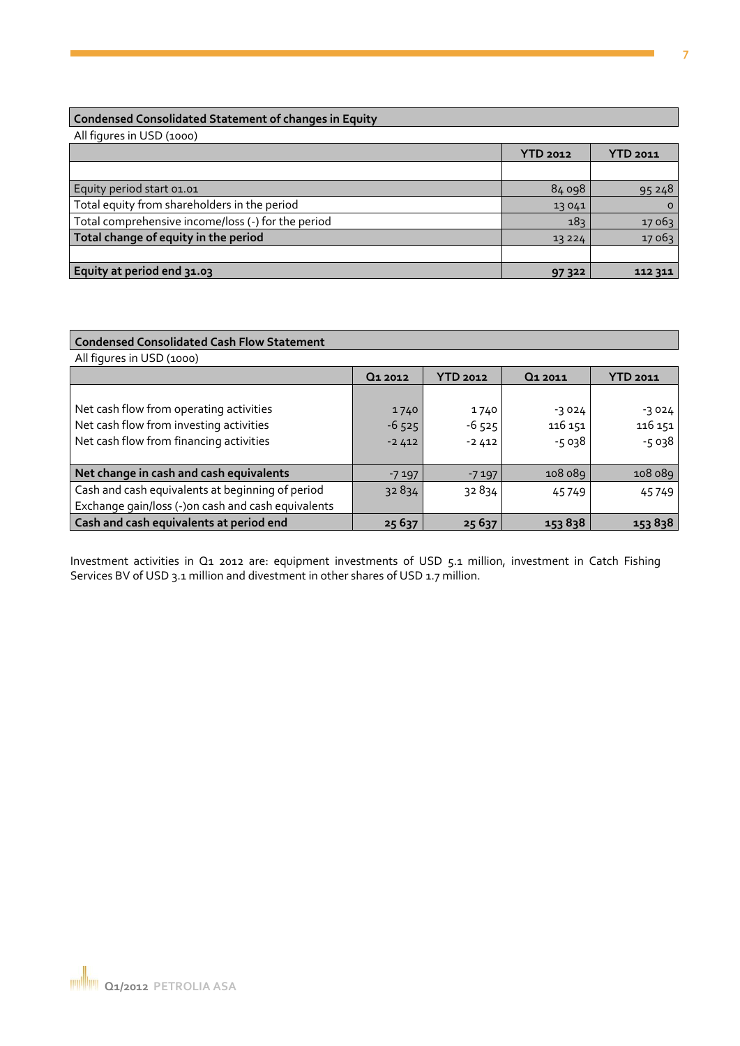| Condensed Consolidated Statement of changes in Equity | | |
|---|---|---|
| All figures in USD (1000) | | |
| | YTD 2012 | YTD 2011 |
| | | |
| Equity period start 01.01 | 84 098 | 95 248 |
| Total equity from shareholders in the period | 13 041 | 0 |
| Total comprehensive income/loss (-) for the period | 183 | 17 063 |
| **Total change of equity in the period** | 13 224 | 17 063 |
| | | |
| **Equity at period end 31.03** | **97 322** | **112 311** |

| Condensed Consolidated Cash Flow Statement | | | | |
|---|---|---|---|---|
| All figures in USD (1000) | | | | |
| | Q1 2012 | YTD 2012 | Q1 2011 | YTD 2011 |
| Net cash flow from operating activities | 1 740 | 1 740 | -3 024 | -3 024 |
| Net cash flow from investing activities | -6 525 | -6 525 | 116 151 | 116 151 |
| Net cash flow from financing activities | -2 412 | -2 412 | -5 038 | -5 038 |
| **Net change in cash and cash equivalents** | -7 197 | -7 197 | 108 089 | 108 089 |
| Cash and cash equivalents at beginning of period | 32 834 | 32 834 | 45 749 | 45 749 |
| Exchange gain/loss (-)on cash and cash equivalents | | | | |
| **Cash and cash equivalents at period end** | **25 637** | **25 637** | **153 838** | **153 838** |

Investment activities in Q1 2012 are: equipment investments of USD 5.1 million, investment in Catch Fishing Services BV of USD 3.1 million and divestment in other shares of USD 1.7 million.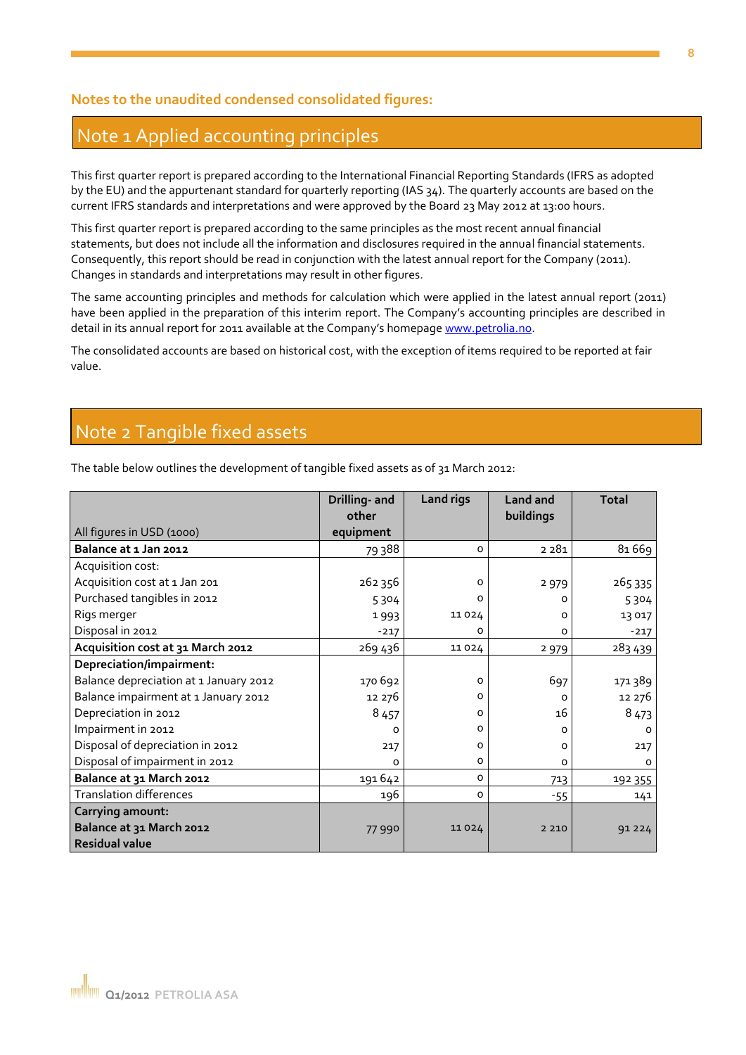**Notes to the unaudited condensed consolidated figures:**

## Note 1 Applied accounting principles

This first quarter report is prepared according to the International Financial Reporting Standards (IFRS as adopted by the EU) and the appurtenant standard for quarterly reporting (IAS 34). The quarterly accounts are based on the current IFRS standards and interpretations and were approved by the Board 23 May 2012 at 13:00 hours.

This first quarter report is prepared according to the same principles as the most recent annual financial statements, but does not include all the information and disclosures required in the annual financial statements. Consequently, this report should be read in conjunction with the latest annual report for the Company (2011). Changes in standards and interpretations may result in other figures.

The same accounting principles and methods for calculation which were applied in the latest annual report (2011) have been applied in the preparation of this interim report. The Company's accounting principles are described in detail in its annual report for 2011 available at the Company's homepage www.petrolia.no.

The consolidated accounts are based on historical cost, with the exception of items required to be reported at fair value.

## Note 2 Tangible fixed assets

The table below outlines the development of tangible fixed assets as of 31 March 2012:

| All figures in USD (1000) | Drilling- and other equipment | Land rigs | Land and buildings | Total |
|---|---|---|---|---|
| **Balance at 1 Jan 2012** | 79 388 | 0 | 2 281 | 81 669 |
| Acquisition cost: | | | | |
| Acquisition cost at 1 Jan 201 | 262 356 | 0 | 2 979 | 265 335 |
| Purchased tangibles in 2012 | 5 304 | 0 | 0 | 5 304 |
| Rigs merger | 1 993 | 11 024 | 0 | 13 017 |
| Disposal in 2012 | -217 | 0 | 0 | -217 |
| **Acquisition cost at 31 March 2012** | 269 436 | 11 024 | 2 979 | 283 439 |
| **Depreciation/impairment:** | | | | |
| Balance depreciation at 1 January 2012 | 170 692 | 0 | 697 | 171 389 |
| Balance impairment at 1 January 2012 | 12 276 | 0 | 0 | 12 276 |
| Depreciation in 2012 | 8 457 | 0 | 16 | 8 473 |
| Impairment in 2012 | 0 | 0 | 0 | 0 |
| Disposal of depreciation in 2012 | 217 | 0 | 0 | 217 |
| Disposal of impairment in 2012 | 0 | 0 | 0 | 0 |
| **Balance at 31 March 2012** | 191 642 | 0 | 713 | 192 355 |
| Translation differences | 196 | 0 | -55 | 141 |
| **Carrying amount: Balance at 31 March 2012 Residual value** | 77 990 | 11 024 | 2 210 | 91 224 |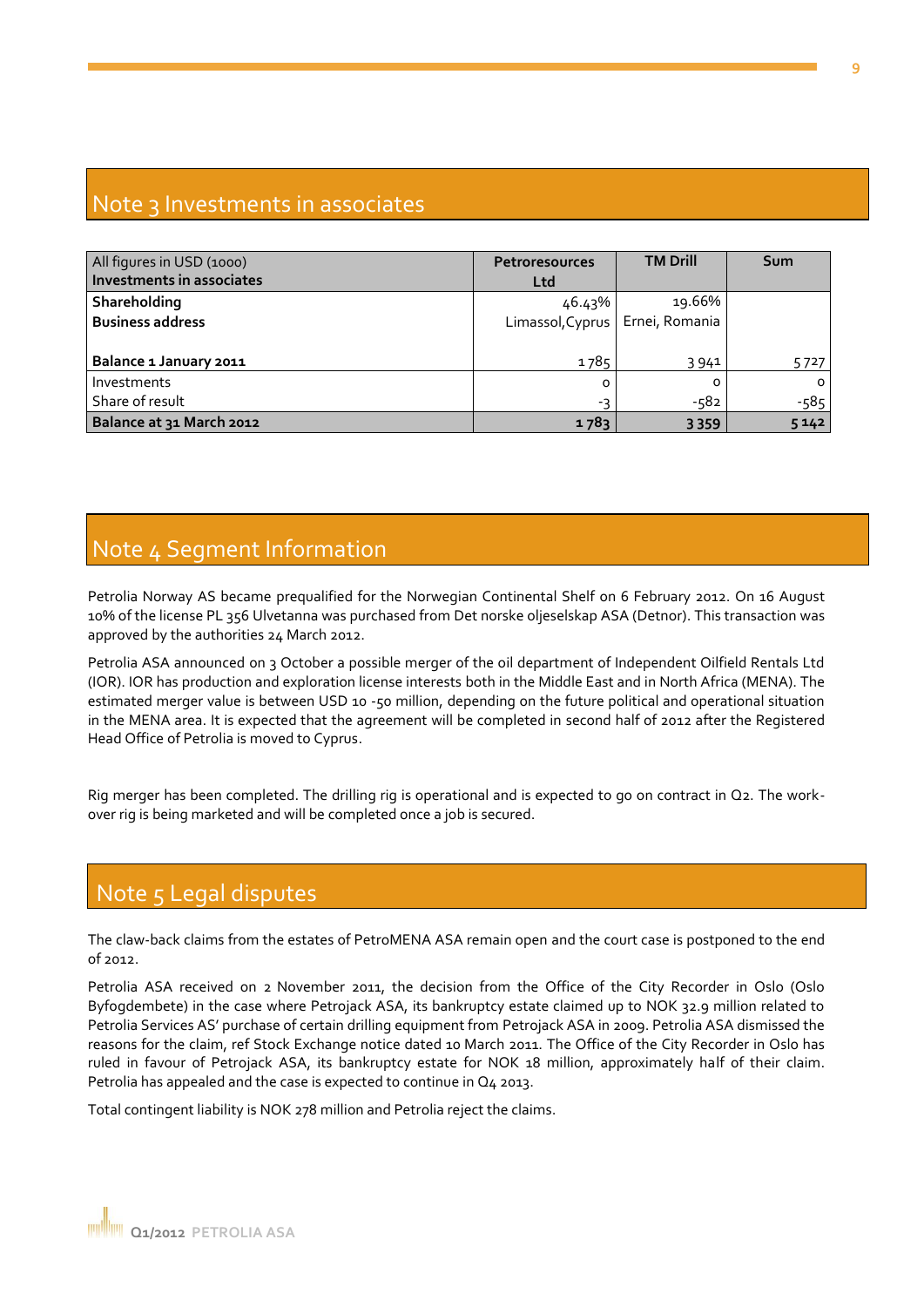## Note 3 Investments in associates

| All figures in USD (1000)<br>**Investments in associates** | **Petroresources Ltd** | **TM Drill** | **Sum** |
|---|---|---|---|
| **Shareholding** | 46.43% | 19.66% | |
| **Business address** | Limassol,Cyprus | Ernei, Romania | |
| **Balance 1 January 2011** | 1 785 | 3 941 | 5 727 |
| Investments | 0 | 0 | 0 |
| Share of result | -3 | -582 | -585 |
| **Balance at 31 March 2012** | **1 783** | **3 359** | **5 142** |

## Note 4 Segment Information

Petrolia Norway AS became prequalified for the Norwegian Continental Shelf on 6 February 2012. On 16 August 10% of the license PL 356 Ulvetanna was purchased from Det norske oljeselskap ASA (Detnor). This transaction was approved by the authorities 24 March 2012.

Petrolia ASA announced on 3 October a possible merger of the oil department of Independent Oilfield Rentals Ltd (IOR). IOR has production and exploration license interests both in the Middle East and in North Africa (MENA). The estimated merger value is between USD 10 -50 million, depending on the future political and operational situation in the MENA area. It is expected that the agreement will be completed in second half of 2012 after the Registered Head Office of Petrolia is moved to Cyprus.

Rig merger has been completed. The drilling rig is operational and is expected to go on contract in Q2. The work-over rig is being marketed and will be completed once a job is secured.

## Note 5 Legal disputes

The claw-back claims from the estates of PetroMENA ASA remain open and the court case is postponed to the end of 2012.

Petrolia ASA received on 2 November 2011, the decision from the Office of the City Recorder in Oslo (Oslo Byfogdembete) in the case where Petrojack ASA, its bankruptcy estate claimed up to NOK 32.9 million related to Petrolia Services AS' purchase of certain drilling equipment from Petrojack ASA in 2009. Petrolia ASA dismissed the reasons for the claim, ref Stock Exchange notice dated 10 March 2011. The Office of the City Recorder in Oslo has ruled in favour of Petrojack ASA, its bankruptcy estate for NOK 18 million, approximately half of their claim. Petrolia has appealed and the case is expected to continue in Q4 2013.

Total contingent liability is NOK 278 million and Petrolia reject the claims.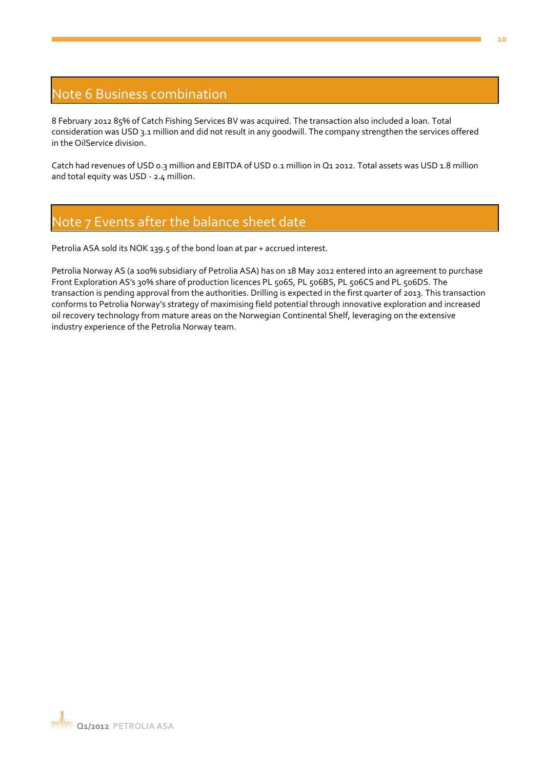## Note 6 Business combination

8 February 2012 85% of Catch Fishing Services BV was acquired. The transaction also included a loan. Total consideration was USD 3.1 million and did not result in any goodwill. The company strengthen the services offered in the OilService division.

Catch had revenues of USD 0.3 million and EBITDA of USD 0.1 million in Q1 2012. Total assets was USD 1.8 million and total equity was USD - 2.4 million.

## Note 7 Events after the balance sheet date

Petrolia ASA sold its NOK 139.5 of the bond loan at par + accrued interest.

Petrolia Norway AS (a 100% subsidiary of Petrolia ASA) has on 18 May 2012 entered into an agreement to purchase Front Exploration AS's 30% share of production licences PL 506S, PL 506BS, PL 506CS and PL 506DS. The transaction is pending approval from the authorities. Drilling is expected in the first quarter of 2013. This transaction conforms to Petrolia Norway's strategy of maximising field potential through innovative exploration and increased oil recovery technology from mature areas on the Norwegian Continental Shelf, leveraging on the extensive industry experience of the Petrolia Norway team.